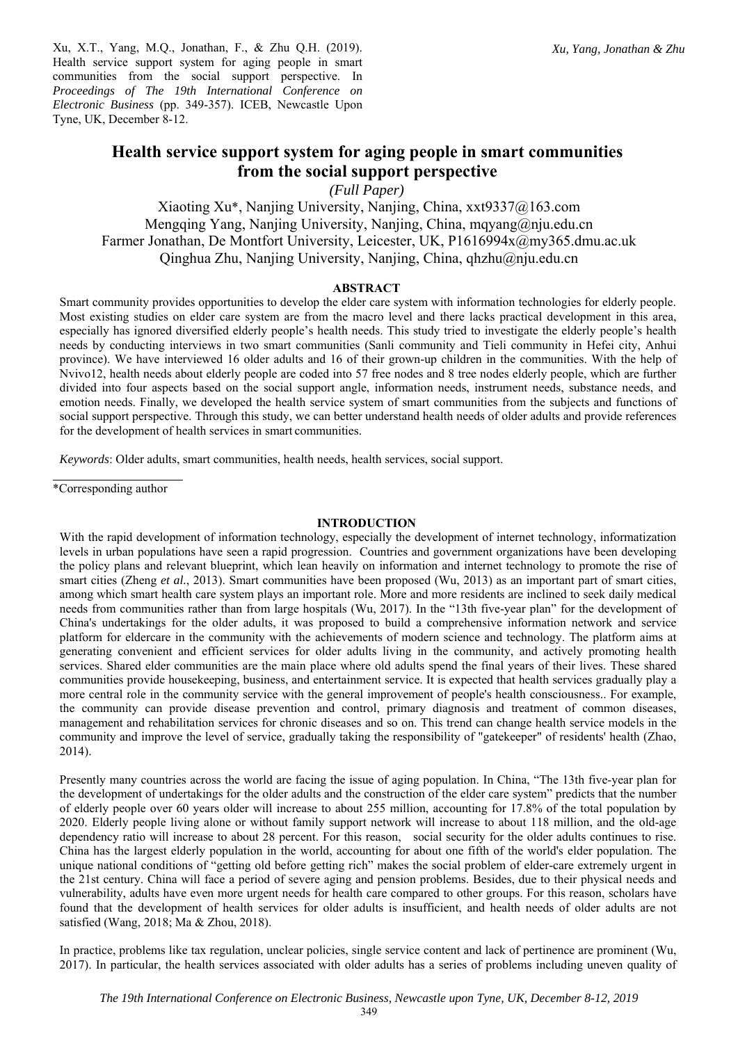Xu, X.T., Yang, M.Q., Jonathan, F., & Zhu Q.H. (2019). Health service support system for aging people in smart communities from the social support perspective. In *Proceedings of The 19th International Conference on Electronic Business* (pp. 349-357). ICEB, Newcastle Upon Tyne, UK, December 8-12.

# Health service support system for aging people in smart communities from the social support perspective

*(Full Paper)*

Xiaoting Xu*, Nanjing University, Nanjing, China, xxt9337@163.com
Mengqing Yang, Nanjing University, Nanjing, China, mqyang@nju.edu.cn
Farmer Jonathan, De Montfort University, Leicester, UK, P1616994x@my365.dmu.ac.uk
Qinghua Zhu, Nanjing University, Nanjing, China, qhzhu@nju.edu.cn

## ABSTRACT

Smart community provides opportunities to develop the elder care system with information technologies for elderly people. Most existing studies on elder care system are from the macro level and there lacks practical development in this area, especially has ignored diversified elderly people's health needs. This study tried to investigate the elderly people's health needs by conducting interviews in two smart communities (Sanli community and Tieli community in Hefei city, Anhui province). We have interviewed 16 older adults and 16 of their grown-up children in the communities. With the help of Nvivo12, health needs about elderly people are coded into 57 free nodes and 8 tree nodes elderly people, which are further divided into four aspects based on the social support angle, information needs, instrument needs, substance needs, and emotion needs. Finally, we developed the health service system of smart communities from the subjects and functions of social support perspective. Through this study, we can better understand health needs of older adults and provide references for the development of health services in smart communities.

*Keywords*: Older adults, smart communities, health needs, health services, social support.

*Corresponding author

## INTRODUCTION

With the rapid development of information technology, especially the development of internet technology, informatization levels in urban populations have seen a rapid progression. Countries and government organizations have been developing the policy plans and relevant blueprint, which lean heavily on information and internet technology to promote the rise of smart cities (Zheng *et al.*, 2013). Smart communities have been proposed (Wu, 2013) as an important part of smart cities, among which smart health care system plays an important role. More and more residents are inclined to seek daily medical needs from communities rather than from large hospitals (Wu, 2017). In the "13th five-year plan" for the development of China's undertakings for the older adults, it was proposed to build a comprehensive information network and service platform for eldercare in the community with the achievements of modern science and technology. The platform aims at generating convenient and efficient services for older adults living in the community, and actively promoting health services. Shared elder communities are the main place where old adults spend the final years of their lives. These shared communities provide housekeeping, business, and entertainment service. It is expected that health services gradually play a more central role in the community service with the general improvement of people's health consciousness.. For example, the community can provide disease prevention and control, primary diagnosis and treatment of common diseases, management and rehabilitation services for chronic diseases and so on. This trend can change health service models in the community and improve the level of service, gradually taking the responsibility of "gatekeeper" of residents' health (Zhao, 2014).

Presently many countries across the world are facing the issue of aging population. In China, "The 13th five-year plan for the development of undertakings for the older adults and the construction of the elder care system" predicts that the number of elderly people over 60 years older will increase to about 255 million, accounting for 17.8% of the total population by 2020. Elderly people living alone or without family support network will increase to about 118 million, and the old-age dependency ratio will increase to about 28 percent. For this reason, social security for the older adults continues to rise. China has the largest elderly population in the world, accounting for about one fifth of the world's elder population. The unique national conditions of "getting old before getting rich" makes the social problem of elder-care extremely urgent in the 21st century. China will face a period of severe aging and pension problems. Besides, due to their physical needs and vulnerability, adults have even more urgent needs for health care compared to other groups. For this reason, scholars have found that the development of health services for older adults is insufficient, and health needs of older adults are not satisfied (Wang, 2018; Ma & Zhou, 2018).

In practice, problems like tax regulation, unclear policies, single service content and lack of pertinence are prominent (Wu, 2017). In particular, the health services associated with older adults has a series of problems including uneven quality of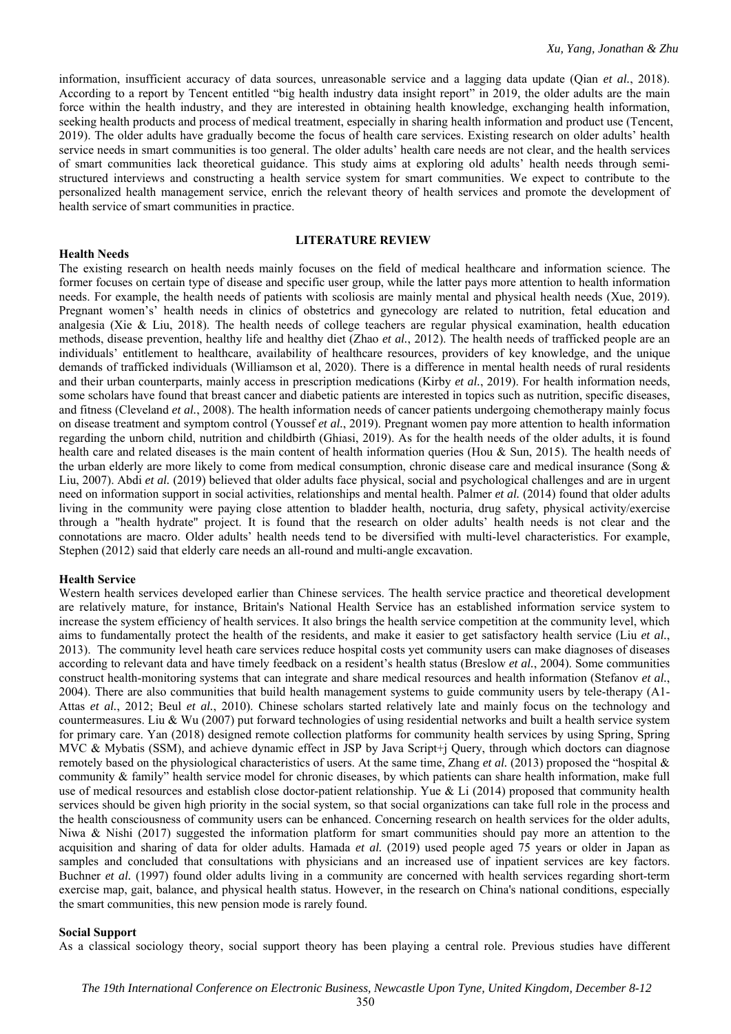information, insufficient accuracy of data sources, unreasonable service and a lagging data update (Qian *et al.*, 2018). According to a report by Tencent entitled "big health industry data insight report" in 2019, the older adults are the main force within the health industry, and they are interested in obtaining health knowledge, exchanging health information, seeking health products and process of medical treatment, especially in sharing health information and product use (Tencent, 2019). The older adults have gradually become the focus of health care services. Existing research on older adults' health service needs in smart communities is too general. The older adults' health care needs are not clear, and the health services of smart communities lack theoretical guidance. This study aims at exploring old adults' health needs through semi-structured interviews and constructing a health service system for smart communities. We expect to contribute to the personalized health management service, enrich the relevant theory of health services and promote the development of health service of smart communities in practice.

## LITERATURE REVIEW

### Health Needs

The existing research on health needs mainly focuses on the field of medical healthcare and information science. The former focuses on certain type of disease and specific user group, while the latter pays more attention to health information needs. For example, the health needs of patients with scoliosis are mainly mental and physical health needs (Xue, 2019). Pregnant women's' health needs in clinics of obstetrics and gynecology are related to nutrition, fetal education and analgesia (Xie & Liu, 2018). The health needs of college teachers are regular physical examination, health education methods, disease prevention, healthy life and healthy diet (Zhao *et al.*, 2012). The health needs of trafficked people are an individuals' entitlement to healthcare, availability of healthcare resources, providers of key knowledge, and the unique demands of trafficked individuals (Williamson et al, 2020). There is a difference in mental health needs of rural residents and their urban counterparts, mainly access in prescription medications (Kirby *et al.*, 2019). For health information needs, some scholars have found that breast cancer and diabetic patients are interested in topics such as nutrition, specific diseases, and fitness (Cleveland *et al.*, 2008). The health information needs of cancer patients undergoing chemotherapy mainly focus on disease treatment and symptom control (Youssef *et al.*, 2019). Pregnant women pay more attention to health information regarding the unborn child, nutrition and childbirth (Ghiasi, 2019). As for the health needs of the older adults, it is found health care and related diseases is the main content of health information queries (Hou & Sun, 2015). The health needs of the urban elderly are more likely to come from medical consumption, chronic disease care and medical insurance (Song & Liu, 2007). Abdi *et al.* (2019) believed that older adults face physical, social and psychological challenges and are in urgent need on information support in social activities, relationships and mental health. Palmer *et al.* (2014) found that older adults living in the community were paying close attention to bladder health, nocturia, drug safety, physical activity/exercise through a "health hydrate" project. It is found that the research on older adults' health needs is not clear and the connotations are macro. Older adults' health needs tend to be diversified with multi-level characteristics. For example, Stephen (2012) said that elderly care needs an all-round and multi-angle excavation.

### Health Service

Western health services developed earlier than Chinese services. The health service practice and theoretical development are relatively mature, for instance, Britain's National Health Service has an established information service system to increase the system efficiency of health services. It also brings the health service competition at the community level, which aims to fundamentally protect the health of the residents, and make it easier to get satisfactory health service (Liu *et al.*, 2013). The community level heath care services reduce hospital costs yet community users can make diagnoses of diseases according to relevant data and have timely feedback on a resident's health status (Breslow *et al.*, 2004). Some communities construct health-monitoring systems that can integrate and share medical resources and health information (Stefanov *et al.*, 2004). There are also communities that build health management systems to guide community users by tele-therapy (A1-Attas *et al.*, 2012; Beul *et al.*, 2010). Chinese scholars started relatively late and mainly focus on the technology and countermeasures. Liu & Wu (2007) put forward technologies of using residential networks and built a health service system for primary care. Yan (2018) designed remote collection platforms for community health services by using Spring, Spring MVC & Mybatis (SSM), and achieve dynamic effect in JSP by Java Script+j Query, through which doctors can diagnose remotely based on the physiological characteristics of users. At the same time, Zhang *et al.* (2013) proposed the "hospital & community & family" health service model for chronic diseases, by which patients can share health information, make full use of medical resources and establish close doctor-patient relationship. Yue & Li (2014) proposed that community health services should be given high priority in the social system, so that social organizations can take full role in the process and the health consciousness of community users can be enhanced. Concerning research on health services for the older adults, Niwa & Nishi (2017) suggested the information platform for smart communities should pay more an attention to the acquisition and sharing of data for older adults. Hamada *et al.* (2019) used people aged 75 years or older in Japan as samples and concluded that consultations with physicians and an increased use of inpatient services are key factors. Buchner *et al.* (1997) found older adults living in a community are concerned with health services regarding short-term exercise map, gait, balance, and physical health status. However, in the research on China's national conditions, especially the smart communities, this new pension mode is rarely found.

### Social Support

As a classical sociology theory, social support theory has been playing a central role. Previous studies have different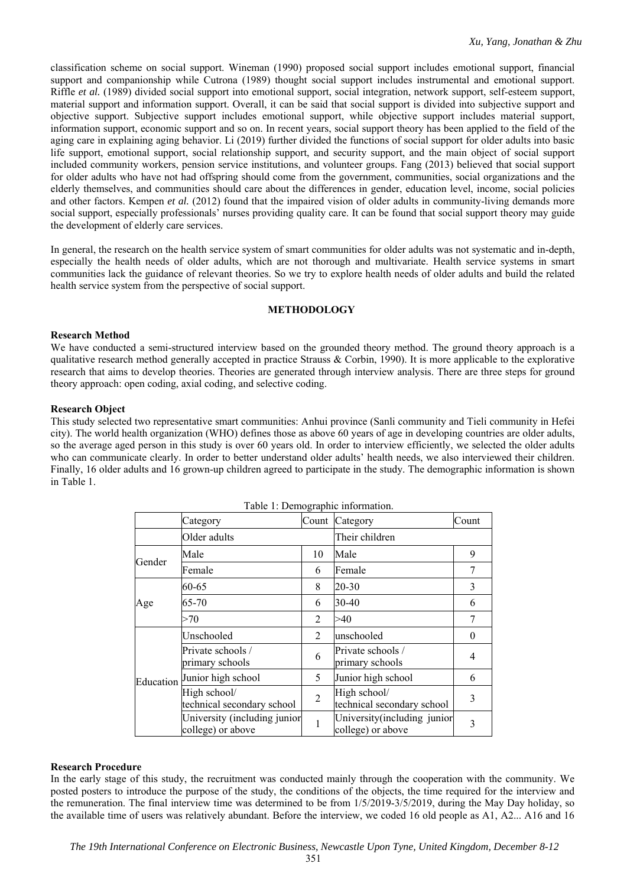classification scheme on social support. Wineman (1990) proposed social support includes emotional support, financial support and companionship while Cutrona (1989) thought social support includes instrumental and emotional support. Riffle *et al.* (1989) divided social support into emotional support, social integration, network support, self-esteem support, material support and information support. Overall, it can be said that social support is divided into subjective support and objective support. Subjective support includes emotional support, while objective support includes material support, information support, economic support and so on. In recent years, social support theory has been applied to the field of the aging care in explaining aging behavior. Li (2019) further divided the functions of social support for older adults into basic life support, emotional support, social relationship support, and security support, and the main object of social support included community workers, pension service institutions, and volunteer groups. Fang (2013) believed that social support for older adults who have not had offspring should come from the government, communities, social organizations and the elderly themselves, and communities should care about the differences in gender, education level, income, social policies and other factors. Kempen *et al.* (2012) found that the impaired vision of older adults in community-living demands more social support, especially professionals' nurses providing quality care. It can be found that social support theory may guide the development of elderly care services.

In general, the research on the health service system of smart communities for older adults was not systematic and in-depth, especially the health needs of older adults, which are not thorough and multivariate. Health service systems in smart communities lack the guidance of relevant theories. So we try to explore health needs of older adults and build the related health service system from the perspective of social support.

## METHODOLOGY

### Research Method

We have conducted a semi-structured interview based on the grounded theory method. The ground theory approach is a qualitative research method generally accepted in practice Strauss & Corbin, 1990). It is more applicable to the explorative research that aims to develop theories. Theories are generated through interview analysis. There are three steps for ground theory approach: open coding, axial coding, and selective coding.

### Research Object

This study selected two representative smart communities: Anhui province (Sanli community and Tieli community in Hefei city). The world health organization (WHO) defines those as above 60 years of age in developing countries are older adults, so the average aged person in this study is over 60 years old. In order to interview efficiently, we selected the older adults who can communicate clearly. In order to better understand older adults' health needs, we also interviewed their children. Finally, 16 older adults and 16 grown-up children agreed to participate in the study. The demographic information is shown in Table 1.

Table 1: Demographic information.

| | Category | Count | Category | Count |
|---|---|---|---|---|
| | Older adults | | Their children | |
| Gender | Male | 10 | Male | 9 |
| | Female | 6 | Female | 7 |
| Age | 60-65 | 8 | 20-30 | 3 |
| | 65-70 | 6 | 30-40 | 6 |
| | >70 | 2 | >40 | 7 |
| Education | Unschooled | 2 | unschooled | 0 |
| | Private schools / primary schools | 6 | Private schools / primary schools | 4 |
| | Junior high school | 5 | Junior high school | 6 |
| | High school/ technical secondary school | 2 | High school/ technical secondary school | 3 |
| | University (including junior college) or above | 1 | University(including junior college) or above | 3 |

### Research Procedure

In the early stage of this study, the recruitment was conducted mainly through the cooperation with the community. We posted posters to introduce the purpose of the study, the conditions of the objects, the time required for the interview and the remuneration. The final interview time was determined to be from 1/5/2019-3/5/2019, during the May Day holiday, so the available time of users was relatively abundant. Before the interview, we coded 16 old people as A1, A2... A16 and 16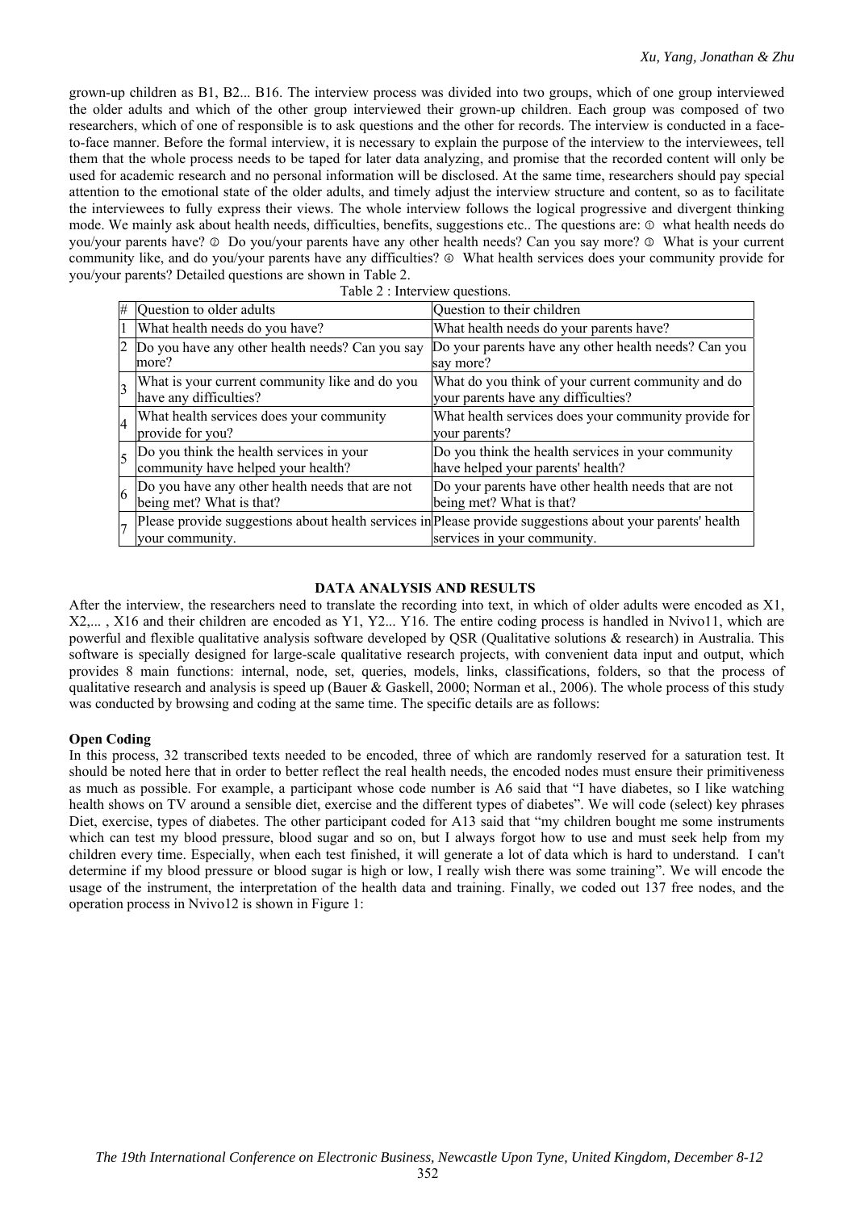grown-up children as B1, B2... B16. The interview process was divided into two groups, which of one group interviewed the older adults and which of the other group interviewed their grown-up children. Each group was composed of two researchers, which of one of responsible is to ask questions and the other for records. The interview is conducted in a face-to-face manner. Before the formal interview, it is necessary to explain the purpose of the interview to the interviewees, tell them that the whole process needs to be taped for later data analyzing, and promise that the recorded content will only be used for academic research and no personal information will be disclosed. At the same time, researchers should pay special attention to the emotional state of the older adults, and timely adjust the interview structure and content, so as to facilitate the interviewees to fully express their views. The whole interview follows the logical progressive and divergent thinking mode. We mainly ask about health needs, difficulties, benefits, suggestions etc.. The questions are: ① what health needs do you/your parents have? ② Do you/your parents have any other health needs? Can you say more? ③ What is your current community like, and do you/your parents have any difficulties? ④ What health services does your community provide for you/your parents? Detailed questions are shown in Table 2.

Table 2 : Interview questions.

| # | Question to older adults | Question to their children |
|---|---|---|
| 1 | What health needs do you have? | What health needs do your parents have? |
| 2 | Do you have any other health needs? Can you say more? | Do your parents have any other health needs? Can you say more? |
| 3 | What is your current community like and do you have any difficulties? | What do you think of your current community and do your parents have any difficulties? |
| 4 | What health services does your community provide for you? | What health services does your community provide for your parents? |
| 5 | Do you think the health services in your community have helped your health? | Do you think the health services in your community have helped your parents' health? |
| 6 | Do you have any other health needs that are not being met? What is that? | Do your parents have other health needs that are not being met? What is that? |
| 7 | Please provide suggestions about health services in your community. | Please provide suggestions about your parents' health services in your community. |

## DATA ANALYSIS AND RESULTS

After the interview, the researchers need to translate the recording into text, in which of older adults were encoded as X1, X2,... , X16 and their children are encoded as Y1, Y2... Y16. The entire coding process is handled in Nvivo11, which are powerful and flexible qualitative analysis software developed by QSR (Qualitative solutions & research) in Australia. This software is specially designed for large-scale qualitative research projects, with convenient data input and output, which provides 8 main functions: internal, node, set, queries, models, links, classifications, folders, so that the process of qualitative research and analysis is speed up (Bauer & Gaskell, 2000; Norman et al., 2006). The whole process of this study was conducted by browsing and coding at the same time. The specific details are as follows:

### Open Coding

In this process, 32 transcribed texts needed to be encoded, three of which are randomly reserved for a saturation test. It should be noted here that in order to better reflect the real health needs, the encoded nodes must ensure their primitiveness as much as possible. For example, a participant whose code number is A6 said that "I have diabetes, so I like watching health shows on TV around a sensible diet, exercise and the different types of diabetes". We will code (select) key phrases Diet, exercise, types of diabetes. The other participant coded for A13 said that "my children bought me some instruments which can test my blood pressure, blood sugar and so on, but I always forgot how to use and must seek help from my children every time. Especially, when each test finished, it will generate a lot of data which is hard to understand. I can't determine if my blood pressure or blood sugar is high or low, I really wish there was some training". We will encode the usage of the instrument, the interpretation of the health data and training. Finally, we coded out 137 free nodes, and the operation process in Nvivo12 is shown in Figure 1: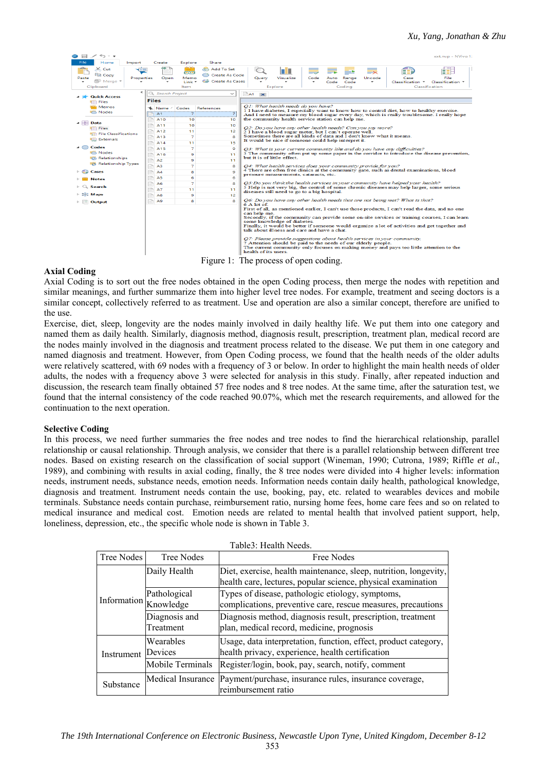Figure 1: The process of open coding.

### Axial Coding

Axial Coding is to sort out the free nodes obtained in the open Coding process, then merge the nodes with repetition and similar meanings, and further summarize them into higher level tree nodes. For example, treatment and seeing doctors is a similar concept, collectively referred to as treatment. Use and operation are also a similar concept, therefore are unified to the use.

Exercise, diet, sleep, longevity are the nodes mainly involved in daily healthy life. We put them into one category and named them as daily health. Similarly, diagnosis method, diagnosis result, prescription, treatment plan, medical record are the nodes mainly involved in the diagnosis and treatment process related to the disease. We put them in one category and named diagnosis and treatment. However, from Open Coding process, we found that the health needs of the older adults were relatively scattered, with 69 nodes with a frequency of 3 or below. In order to highlight the main health needs of older adults, the nodes with a frequency above 3 were selected for analysis in this study. Finally, after repeated induction and discussion, the research team finally obtained 57 free nodes and 8 tree nodes. At the same time, after the saturation test, we found that the internal consistency of the code reached 90.07%, which met the research requirements, and allowed for the continuation to the next operation.

### Selective Coding

In this process, we need further summaries the free nodes and tree nodes to find the hierarchical relationship, parallel relationship or causal relationship. Through analysis, we consider that there is a parallel relationship between different tree nodes. Based on existing research on the classification of social support (Wineman, 1990; Cutrona, 1989; Riffle *et al.*, 1989), and combining with results in axial coding, finally, the 8 tree nodes were divided into 4 higher levels: information needs, instrument needs, substance needs, emotion needs. Information needs contain daily health, pathological knowledge, diagnosis and treatment. Instrument needs contain the use, booking, pay, etc. related to wearables devices and mobile terminals. Substance needs contain purchase, reimbursement ratio, nursing home fees, home care fees and so on related to medical insurance and medical cost. Emotion needs are related to mental health that involved patient support, help, loneliness, depression, etc., the specific whole node is shown in Table 3.

Table3: Health Needs.

| Tree Nodes | Tree Nodes | Free Nodes |
| --- | --- | --- |
| Information | Daily Health | Diet, exercise, health maintenance, sleep, nutrition, longevity, health care, lectures, popular science, physical examination |
| | Pathological Knowledge | Types of disease, pathologic etiology, symptoms, complications, preventive care, rescue measures, precautions |
| | Diagnosis and Treatment | Diagnosis method, diagnosis result, prescription, treatment plan, medical record, medicine, prognosis |
| Instrument | Wearables Devices | Usage, data interpretation, function, effect, product category, health privacy, experience, health certification |
| | Mobile Terminals | Register/login, book, pay, search, notify, comment |
| Substance | Medical Insurance | Payment/purchase, insurance rules, insurance coverage, reimbursement ratio |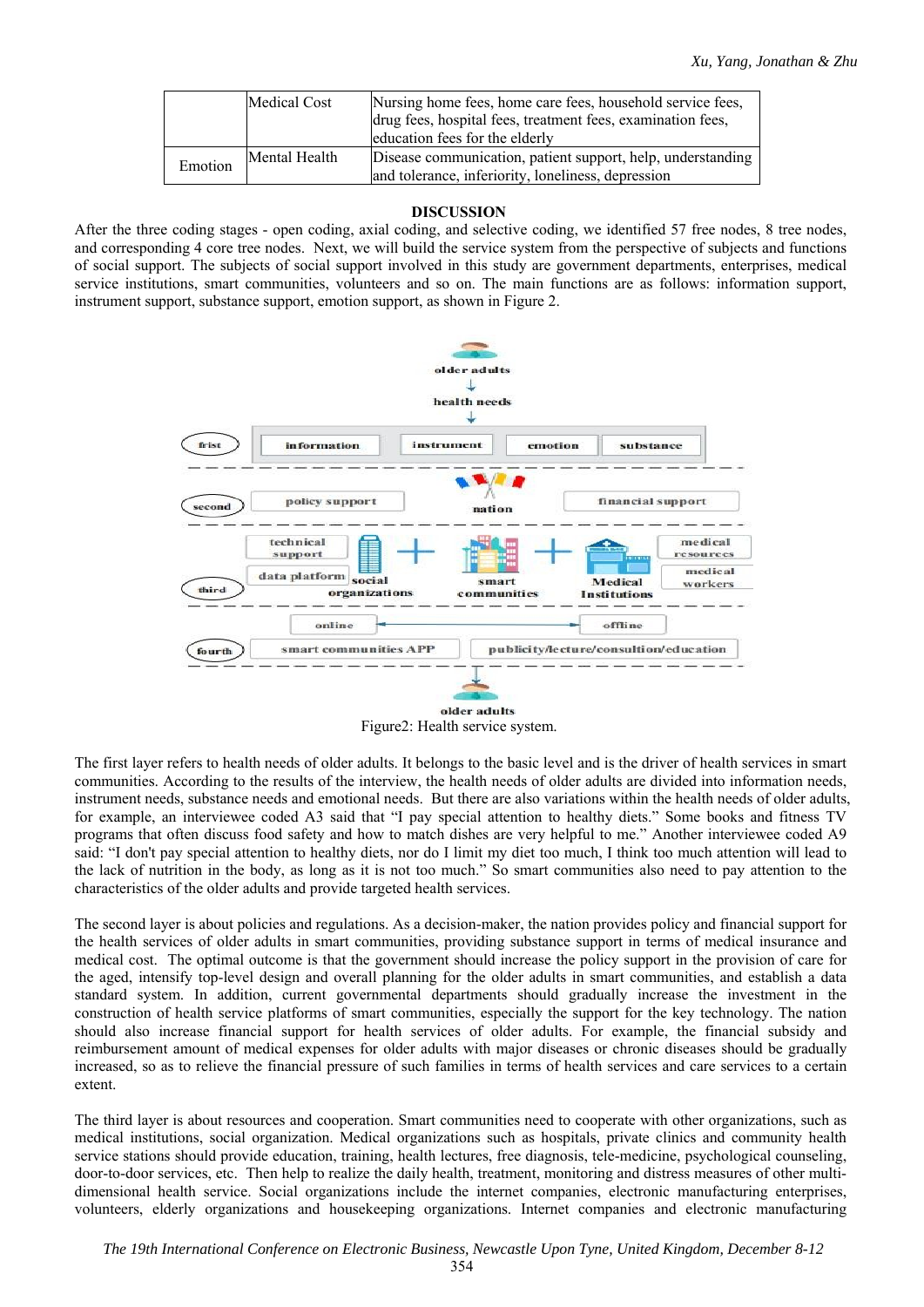| | Medical Cost | Nursing home fees, home care fees, household service fees, drug fees, hospital fees, treatment fees, examination fees, education fees for the elderly |
|---|---|---|
| Emotion | Mental Health | Disease communication, patient support, help, understanding and tolerance, inferiority, loneliness, depression |

## DISCUSSION

After the three coding stages - open coding, axial coding, and selective coding, we identified 57 free nodes, 8 tree nodes, and corresponding 4 core tree nodes. Next, we will build the service system from the perspective of subjects and functions of social support. The subjects of social support involved in this study are government departments, enterprises, medical service institutions, smart communities, volunteers and so on. The main functions are as follows: information support, instrument support, substance support, emotion support, as shown in Figure 2.

Figure2: Health service system.

The first layer refers to health needs of older adults. It belongs to the basic level and is the driver of health services in smart communities. According to the results of the interview, the health needs of older adults are divided into information needs, instrument needs, substance needs and emotional needs. But there are also variations within the health needs of older adults, for example, an interviewee coded A3 said that "I pay special attention to healthy diets." Some books and fitness TV programs that often discuss food safety and how to match dishes are very helpful to me." Another interviewee coded A9 said: "I don't pay special attention to healthy diets, nor do I limit my diet too much, I think too much attention will lead to the lack of nutrition in the body, as long as it is not too much." So smart communities also need to pay attention to the characteristics of the older adults and provide targeted health services.

The second layer is about policies and regulations. As a decision-maker, the nation provides policy and financial support for the health services of older adults in smart communities, providing substance support in terms of medical insurance and medical cost. The optimal outcome is that the government should increase the policy support in the provision of care for the aged, intensify top-level design and overall planning for the older adults in smart communities, and establish a data standard system. In addition, current governmental departments should gradually increase the investment in the construction of health service platforms of smart communities, especially the support for the key technology. The nation should also increase financial support for health services of older adults. For example, the financial subsidy and reimbursement amount of medical expenses for older adults with major diseases or chronic diseases should be gradually increased, so as to relieve the financial pressure of such families in terms of health services and care services to a certain extent.

The third layer is about resources and cooperation. Smart communities need to cooperate with other organizations, such as medical institutions, social organization. Medical organizations such as hospitals, private clinics and community health service stations should provide education, training, health lectures, free diagnosis, tele-medicine, psychological counseling, door-to-door services, etc. Then help to realize the daily health, treatment, monitoring and distress measures of other multi-dimensional health service. Social organizations include the internet companies, electronic manufacturing enterprises, volunteers, elderly organizations and housekeeping organizations. Internet companies and electronic manufacturing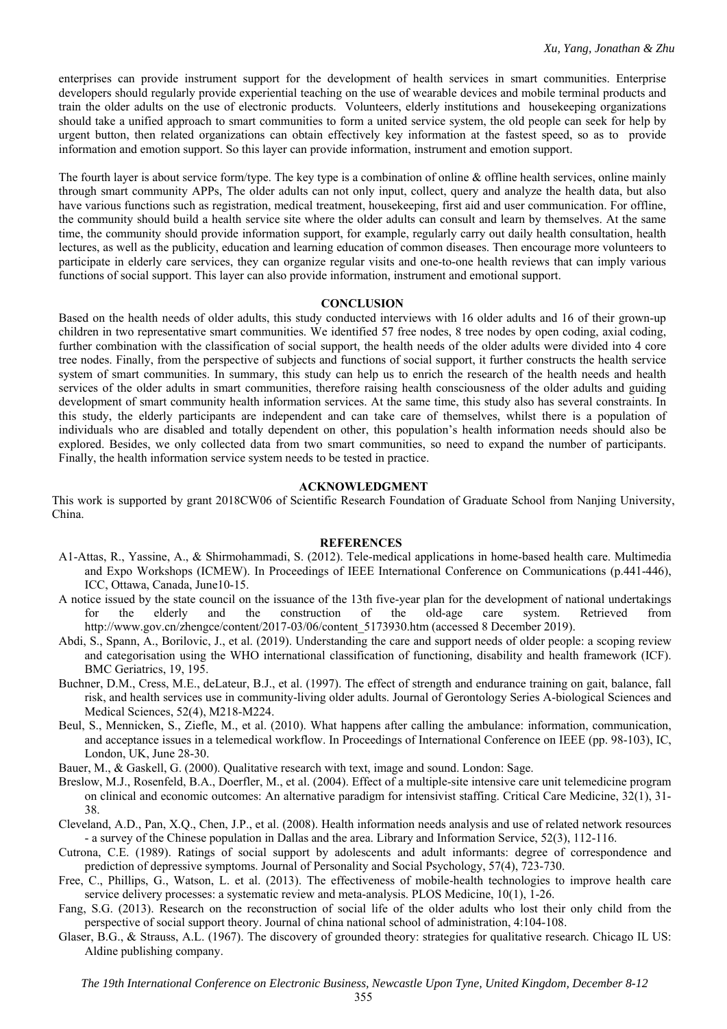enterprises can provide instrument support for the development of health services in smart communities. Enterprise developers should regularly provide experiential teaching on the use of wearable devices and mobile terminal products and train the older adults on the use of electronic products. Volunteers, elderly institutions and housekeeping organizations should take a unified approach to smart communities to form a united service system, the old people can seek for help by urgent button, then related organizations can obtain effectively key information at the fastest speed, so as to provide information and emotion support. So this layer can provide information, instrument and emotion support.

The fourth layer is about service form/type. The key type is a combination of online & offline health services, online mainly through smart community APPs, The older adults can not only input, collect, query and analyze the health data, but also have various functions such as registration, medical treatment, housekeeping, first aid and user communication. For offline, the community should build a health service site where the older adults can consult and learn by themselves. At the same time, the community should provide information support, for example, regularly carry out daily health consultation, health lectures, as well as the publicity, education and learning education of common diseases. Then encourage more volunteers to participate in elderly care services, they can organize regular visits and one-to-one health reviews that can imply various functions of social support. This layer can also provide information, instrument and emotional support.

## CONCLUSION

Based on the health needs of older adults, this study conducted interviews with 16 older adults and 16 of their grown-up children in two representative smart communities. We identified 57 free nodes, 8 tree nodes by open coding, axial coding, further combination with the classification of social support, the health needs of the older adults were divided into 4 core tree nodes. Finally, from the perspective of subjects and functions of social support, it further constructs the health service system of smart communities. In summary, this study can help us to enrich the research of the health needs and health services of the older adults in smart communities, therefore raising health consciousness of the older adults and guiding development of smart community health information services. At the same time, this study also has several constraints. In this study, the elderly participants are independent and can take care of themselves, whilst there is a population of individuals who are disabled and totally dependent on other, this population's health information needs should also be explored. Besides, we only collected data from two smart communities, so need to expand the number of participants. Finally, the health information service system needs to be tested in practice.

## ACKNOWLEDGMENT

This work is supported by grant 2018CW06 of Scientific Research Foundation of Graduate School from Nanjing University, China.

## REFERENCES

A1-Attas, R., Yassine, A., & Shirmohammadi, S. (2012). Tele-medical applications in home-based health care. Multimedia and Expo Workshops (ICMEW). In Proceedings of IEEE International Conference on Communications (p.441-446), ICC, Ottawa, Canada, June10-15.

A notice issued by the state council on the issuance of the 13th five-year plan for the development of national undertakings for the elderly and the construction of the old-age care system. Retrieved from http://www.gov.cn/zhengce/content/2017-03/06/content_5173930.htm (accessed 8 December 2019).

Abdi, S., Spann, A., Borilovic, J., et al. (2019). Understanding the care and support needs of older people: a scoping review and categorisation using the WHO international classification of functioning, disability and health framework (ICF). BMC Geriatrics, 19, 195.

Buchner, D.M., Cress, M.E., deLateur, B.J., et al. (1997). The effect of strength and endurance training on gait, balance, fall risk, and health services use in community-living older adults. Journal of Gerontology Series A-biological Sciences and Medical Sciences, 52(4), M218-M224.

Beul, S., Mennicken, S., Ziefle, M., et al. (2010). What happens after calling the ambulance: information, communication, and acceptance issues in a telemedical workflow. In Proceedings of International Conference on IEEE (pp. 98-103), IC, London, UK, June 28-30.

Bauer, M., & Gaskell, G. (2000). Qualitative research with text, image and sound. London: Sage.

Breslow, M.J., Rosenfeld, B.A., Doerfler, M., et al. (2004). Effect of a multiple-site intensive care unit telemedicine program on clinical and economic outcomes: An alternative paradigm for intensivist staffing. Critical Care Medicine, 32(1), 31-38.

Cleveland, A.D., Pan, X.Q., Chen, J.P., et al. (2008). Health information needs analysis and use of related network resources - a survey of the Chinese population in Dallas and the area. Library and Information Service, 52(3), 112-116.

Cutrona, C.E. (1989). Ratings of social support by adolescents and adult informants: degree of correspondence and prediction of depressive symptoms. Journal of Personality and Social Psychology, 57(4), 723-730.

Free, C., Phillips, G., Watson, L. et al. (2013). The effectiveness of mobile-health technologies to improve health care service delivery processes: a systematic review and meta-analysis. PLOS Medicine, 10(1), 1-26.

Fang, S.G. (2013). Research on the reconstruction of social life of the older adults who lost their only child from the perspective of social support theory. Journal of china national school of administration, 4:104-108.

Glaser, B.G., & Strauss, A.L. (1967). The discovery of grounded theory: strategies for qualitative research. Chicago IL US: Aldine publishing company.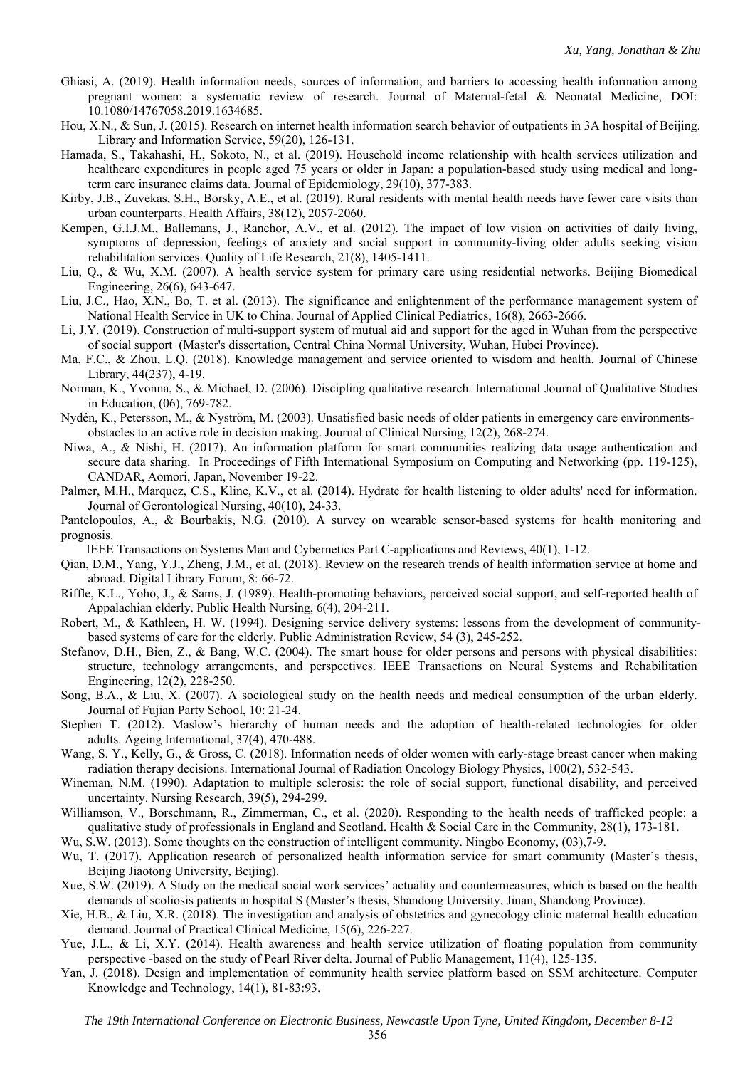Ghiasi, A. (2019). Health information needs, sources of information, and barriers to accessing health information among pregnant women: a systematic review of research. Journal of Maternal-fetal & Neonatal Medicine, DOI: 10.1080/14767058.2019.1634685.

Hou, X.N., & Sun, J. (2015). Research on internet health information search behavior of outpatients in 3A hospital of Beijing. Library and Information Service, 59(20), 126-131.

Hamada, S., Takahashi, H., Sokoto, N., et al. (2019). Household income relationship with health services utilization and healthcare expenditures in people aged 75 years or older in Japan: a population-based study using medical and long-term care insurance claims data. Journal of Epidemiology, 29(10), 377-383.

Kirby, J.B., Zuvekas, S.H., Borsky, A.E., et al. (2019). Rural residents with mental health needs have fewer care visits than urban counterparts. Health Affairs, 38(12), 2057-2060.

Kempen, G.I.J.M., Ballemans, J., Ranchor, A.V., et al. (2012). The impact of low vision on activities of daily living, symptoms of depression, feelings of anxiety and social support in community-living older adults seeking vision rehabilitation services. Quality of Life Research, 21(8), 1405-1411.

Liu, Q., & Wu, X.M. (2007). A health service system for primary care using residential networks. Beijing Biomedical Engineering, 26(6), 643-647.

Liu, J.C., Hao, X.N., Bo, T. et al. (2013). The significance and enlightenment of the performance management system of National Health Service in UK to China. Journal of Applied Clinical Pediatrics, 16(8), 2663-2666.

Li, J.Y. (2019). Construction of multi-support system of mutual aid and support for the aged in Wuhan from the perspective of social support (Master's dissertation, Central China Normal University, Wuhan, Hubei Province).

Ma, F.C., & Zhou, L.Q. (2018). Knowledge management and service oriented to wisdom and health. Journal of Chinese Library, 44(237), 4-19.

Norman, K., Yvonna, S., & Michael, D. (2006). Discipling qualitative research. International Journal of Qualitative Studies in Education, (06), 769-782.

Nydén, K., Petersson, M., & Nyström, M. (2003). Unsatisfied basic needs of older patients in emergency care environments-obstacles to an active role in decision making. Journal of Clinical Nursing, 12(2), 268-274.

Niwa, A., & Nishi, H. (2017). An information platform for smart communities realizing data usage authentication and secure data sharing. In Proceedings of Fifth International Symposium on Computing and Networking (pp. 119-125), CANDAR, Aomori, Japan, November 19-22.

Palmer, M.H., Marquez, C.S., Kline, K.V., et al. (2014). Hydrate for health listening to older adults' need for information. Journal of Gerontological Nursing, 40(10), 24-33.

Pantelopoulos, A., & Bourbakis, N.G. (2010). A survey on wearable sensor-based systems for health monitoring and prognosis. IEEE Transactions on Systems Man and Cybernetics Part C-applications and Reviews, 40(1), 1-12.

Qian, D.M., Yang, Y.J., Zheng, J.M., et al. (2018). Review on the research trends of health information service at home and abroad. Digital Library Forum, 8: 66-72.

Riffle, K.L., Yoho, J., & Sams, J. (1989). Health-promoting behaviors, perceived social support, and self-reported health of Appalachian elderly. Public Health Nursing, 6(4), 204-211.

Robert, M., & Kathleen, H. W. (1994). Designing service delivery systems: lessons from the development of community-based systems of care for the elderly. Public Administration Review, 54 (3), 245-252.

Stefanov, D.H., Bien, Z., & Bang, W.C. (2004). The smart house for older persons and persons with physical disabilities: structure, technology arrangements, and perspectives. IEEE Transactions on Neural Systems and Rehabilitation Engineering, 12(2), 228-250.

Song, B.A., & Liu, X. (2007). A sociological study on the health needs and medical consumption of the urban elderly. Journal of Fujian Party School, 10: 21-24.

Stephen T. (2012). Maslow's hierarchy of human needs and the adoption of health-related technologies for older adults. Ageing International, 37(4), 470-488.

Wang, S. Y., Kelly, G., & Gross, C. (2018). Information needs of older women with early-stage breast cancer when making radiation therapy decisions. International Journal of Radiation Oncology Biology Physics, 100(2), 532-543.

Wineman, N.M. (1990). Adaptation to multiple sclerosis: the role of social support, functional disability, and perceived uncertainty. Nursing Research, 39(5), 294-299.

Williamson, V., Borschmann, R., Zimmerman, C., et al. (2020). Responding to the health needs of trafficked people: a qualitative study of professionals in England and Scotland. Health & Social Care in the Community, 28(1), 173-181.

Wu, S.W. (2013). Some thoughts on the construction of intelligent community. Ningbo Economy, (03),7-9.

Wu, T. (2017). Application research of personalized health information service for smart community (Master's thesis, Beijing Jiaotong University, Beijing).

Xue, S.W. (2019). A Study on the medical social work services' actuality and countermeasures, which is based on the health demands of scoliosis patients in hospital S (Master's thesis, Shandong University, Jinan, Shandong Province).

Xie, H.B., & Liu, X.R. (2018). The investigation and analysis of obstetrics and gynecology clinic maternal health education demand. Journal of Practical Clinical Medicine, 15(6), 226-227.

Yue, J.L., & Li, X.Y. (2014). Health awareness and health service utilization of floating population from community perspective -based on the study of Pearl River delta. Journal of Public Management, 11(4), 125-135.

Yan, J. (2018). Design and implementation of community health service platform based on SSM architecture. Computer Knowledge and Technology, 14(1), 81-83:93.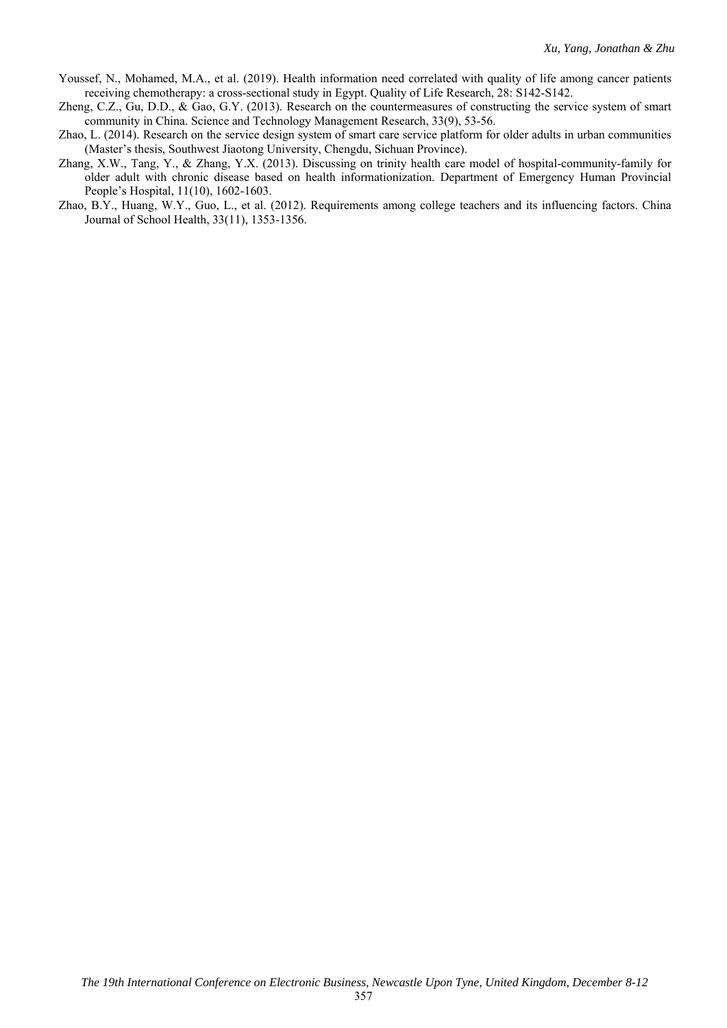Youssef, N., Mohamed, M.A., et al. (2019). Health information need correlated with quality of life among cancer patients receiving chemotherapy: a cross-sectional study in Egypt. Quality of Life Research, 28: S142-S142.

Zheng, C.Z., Gu, D.D., & Gao, G.Y. (2013). Research on the countermeasures of constructing the service system of smart community in China. Science and Technology Management Research, 33(9), 53-56.

Zhao, L. (2014). Research on the service design system of smart care service platform for older adults in urban communities (Master's thesis, Southwest Jiaotong University, Chengdu, Sichuan Province).

Zhang, X.W., Tang, Y., & Zhang, Y.X. (2013). Discussing on trinity health care model of hospital-community-family for older adult with chronic disease based on health informationization. Department of Emergency Human Provincial People's Hospital, 11(10), 1602-1603.

Zhao, B.Y., Huang, W.Y., Guo, L., et al. (2012). Requirements among college teachers and its influencing factors. China Journal of School Health, 33(11), 1353-1356.